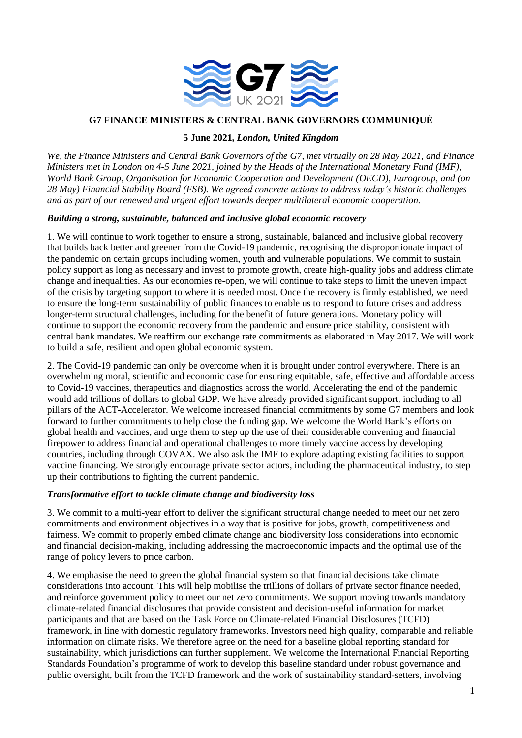# G7 FINANCE MINISTERS & CENTRAL BANK GOVERNORS COMMUNIQUÉ

**5 June 2021,** ***London, United Kingdom***

*We, the Finance Ministers and Central Bank Governors of the G7, met virtually on 28 May 2021, and Finance Ministers met in London on 4-5 June 2021, joined by the Heads of the International Monetary Fund (IMF), World Bank Group, Organisation for Economic Cooperation and Development (OECD), Eurogroup, and (on 28 May) Financial Stability Board (FSB). We agreed concrete actions to address today's historic challenges and as part of our renewed and urgent effort towards deeper multilateral economic cooperation.*

### *Building a strong, sustainable, balanced and inclusive global economic recovery*

1. We will continue to work together to ensure a strong, sustainable, balanced and inclusive global recovery that builds back better and greener from the Covid-19 pandemic, recognising the disproportionate impact of the pandemic on certain groups including women, youth and vulnerable populations. We commit to sustain policy support as long as necessary and invest to promote growth, create high-quality jobs and address climate change and inequalities. As our economies re-open, we will continue to take steps to limit the uneven impact of the crisis by targeting support to where it is needed most. Once the recovery is firmly established, we need to ensure the long-term sustainability of public finances to enable us to respond to future crises and address longer-term structural challenges, including for the benefit of future generations. Monetary policy will continue to support the economic recovery from the pandemic and ensure price stability, consistent with central bank mandates. We reaffirm our exchange rate commitments as elaborated in May 2017. We will work to build a safe, resilient and open global economic system.

2. The Covid-19 pandemic can only be overcome when it is brought under control everywhere. There is an overwhelming moral, scientific and economic case for ensuring equitable, safe, effective and affordable access to Covid-19 vaccines, therapeutics and diagnostics across the world. Accelerating the end of the pandemic would add trillions of dollars to global GDP. We have already provided significant support, including to all pillars of the ACT-Accelerator. We welcome increased financial commitments by some G7 members and look forward to further commitments to help close the funding gap. We welcome the World Bank's efforts on global health and vaccines, and urge them to step up the use of their considerable convening and financial firepower to address financial and operational challenges to more timely vaccine access by developing countries, including through COVAX. We also ask the IMF to explore adapting existing facilities to support vaccine financing. We strongly encourage private sector actors, including the pharmaceutical industry, to step up their contributions to fighting the current pandemic.

### *Transformative effort to tackle climate change and biodiversity loss*

3. We commit to a multi-year effort to deliver the significant structural change needed to meet our net zero commitments and environment objectives in a way that is positive for jobs, growth, competitiveness and fairness. We commit to properly embed climate change and biodiversity loss considerations into economic and financial decision-making, including addressing the macroeconomic impacts and the optimal use of the range of policy levers to price carbon.

4. We emphasise the need to green the global financial system so that financial decisions take climate considerations into account. This will help mobilise the trillions of dollars of private sector finance needed, and reinforce government policy to meet our net zero commitments. We support moving towards mandatory climate-related financial disclosures that provide consistent and decision-useful information for market participants and that are based on the Task Force on Climate-related Financial Disclosures (TCFD) framework, in line with domestic regulatory frameworks. Investors need high quality, comparable and reliable information on climate risks. We therefore agree on the need for a baseline global reporting standard for sustainability, which jurisdictions can further supplement. We welcome the International Financial Reporting Standards Foundation's programme of work to develop this baseline standard under robust governance and public oversight, built from the TCFD framework and the work of sustainability standard-setters, involving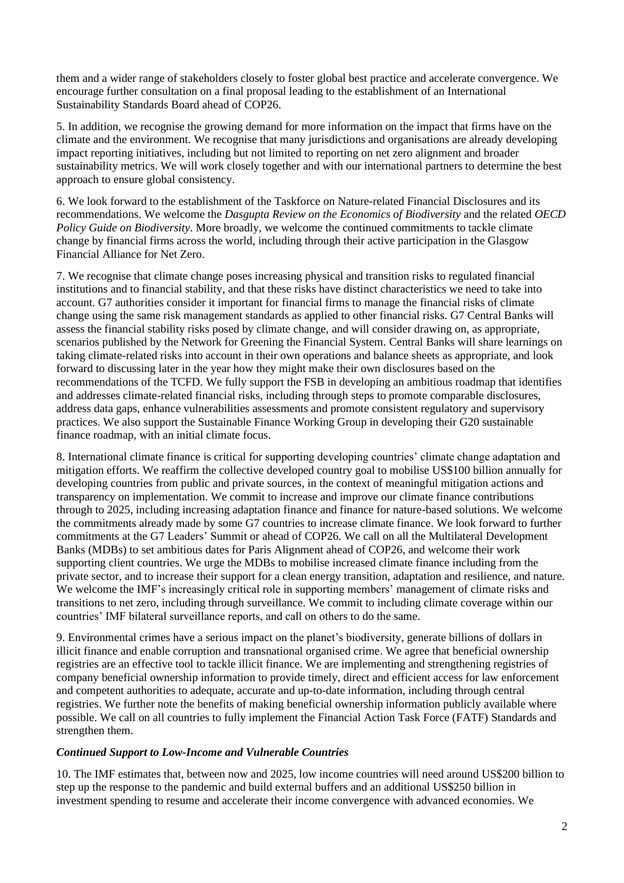them and a wider range of stakeholders closely to foster global best practice and accelerate convergence. We encourage further consultation on a final proposal leading to the establishment of an International Sustainability Standards Board ahead of COP26.

5. In addition, we recognise the growing demand for more information on the impact that firms have on the climate and the environment. We recognise that many jurisdictions and organisations are already developing impact reporting initiatives, including but not limited to reporting on net zero alignment and broader sustainability metrics. We will work closely together and with our international partners to determine the best approach to ensure global consistency.

6. We look forward to the establishment of the Taskforce on Nature-related Financial Disclosures and its recommendations. We welcome the *Dasgupta Review on the Economics of Biodiversity* and the related *OECD Policy Guide on Biodiversity*. More broadly, we welcome the continued commitments to tackle climate change by financial firms across the world, including through their active participation in the Glasgow Financial Alliance for Net Zero.

7. We recognise that climate change poses increasing physical and transition risks to regulated financial institutions and to financial stability, and that these risks have distinct characteristics we need to take into account. G7 authorities consider it important for financial firms to manage the financial risks of climate change using the same risk management standards as applied to other financial risks. G7 Central Banks will assess the financial stability risks posed by climate change, and will consider drawing on, as appropriate, scenarios published by the Network for Greening the Financial System. Central Banks will share learnings on taking climate-related risks into account in their own operations and balance sheets as appropriate, and look forward to discussing later in the year how they might make their own disclosures based on the recommendations of the TCFD. We fully support the FSB in developing an ambitious roadmap that identifies and addresses climate-related financial risks, including through steps to promote comparable disclosures, address data gaps, enhance vulnerabilities assessments and promote consistent regulatory and supervisory practices. We also support the Sustainable Finance Working Group in developing their G20 sustainable finance roadmap, with an initial climate focus.

8. International climate finance is critical for supporting developing countries' climate change adaptation and mitigation efforts. We reaffirm the collective developed country goal to mobilise US$100 billion annually for developing countries from public and private sources, in the context of meaningful mitigation actions and transparency on implementation. We commit to increase and improve our climate finance contributions through to 2025, including increasing adaptation finance and finance for nature-based solutions. We welcome the commitments already made by some G7 countries to increase climate finance. We look forward to further commitments at the G7 Leaders' Summit or ahead of COP26. We call on all the Multilateral Development Banks (MDBs) to set ambitious dates for Paris Alignment ahead of COP26, and welcome their work supporting client countries. We urge the MDBs to mobilise increased climate finance including from the private sector, and to increase their support for a clean energy transition, adaptation and resilience, and nature. We welcome the IMF's increasingly critical role in supporting members' management of climate risks and transitions to net zero, including through surveillance. We commit to including climate coverage within our countries' IMF bilateral surveillance reports, and call on others to do the same.

9. Environmental crimes have a serious impact on the planet's biodiversity, generate billions of dollars in illicit finance and enable corruption and transnational organised crime. We agree that beneficial ownership registries are an effective tool to tackle illicit finance. We are implementing and strengthening registries of company beneficial ownership information to provide timely, direct and efficient access for law enforcement and competent authorities to adequate, accurate and up-to-date information, including through central registries. We further note the benefits of making beneficial ownership information publicly available where possible. We call on all countries to fully implement the Financial Action Task Force (FATF) Standards and strengthen them.

### *Continued Support to Low-Income and Vulnerable Countries*

10. The IMF estimates that, between now and 2025, low income countries will need around US$200 billion to step up the response to the pandemic and build external buffers and an additional US$250 billion in investment spending to resume and accelerate their income convergence with advanced economies. We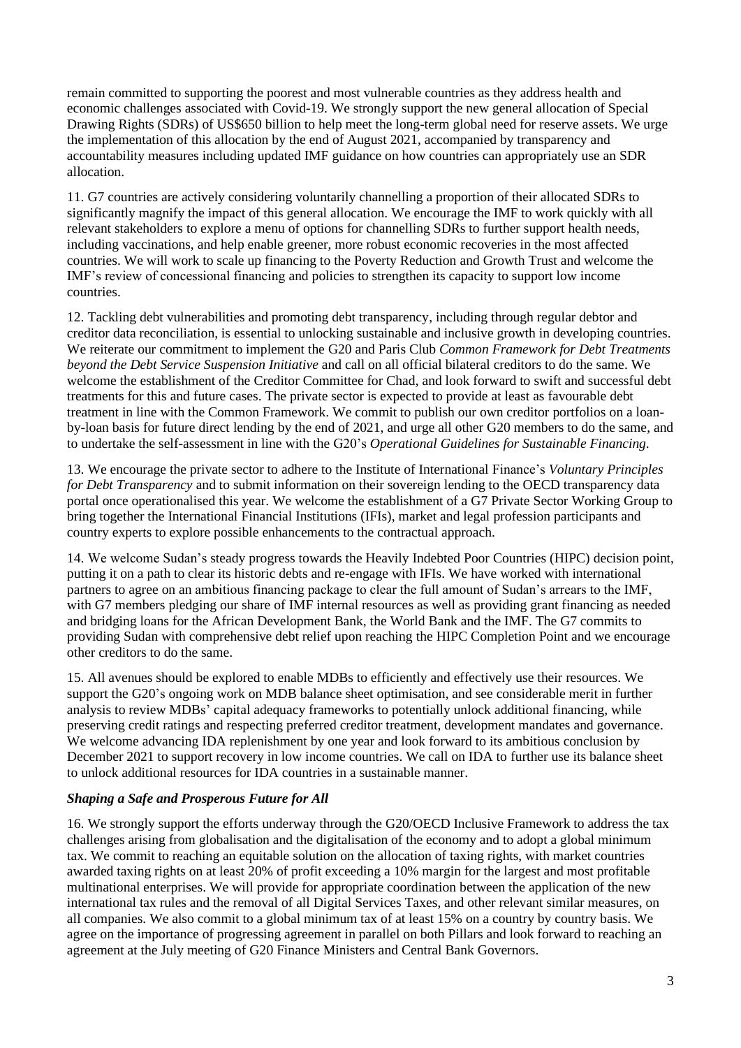remain committed to supporting the poorest and most vulnerable countries as they address health and economic challenges associated with Covid-19. We strongly support the new general allocation of Special Drawing Rights (SDRs) of US$650 billion to help meet the long-term global need for reserve assets. We urge the implementation of this allocation by the end of August 2021, accompanied by transparency and accountability measures including updated IMF guidance on how countries can appropriately use an SDR allocation.

11. G7 countries are actively considering voluntarily channelling a proportion of their allocated SDRs to significantly magnify the impact of this general allocation. We encourage the IMF to work quickly with all relevant stakeholders to explore a menu of options for channelling SDRs to further support health needs, including vaccinations, and help enable greener, more robust economic recoveries in the most affected countries. We will work to scale up financing to the Poverty Reduction and Growth Trust and welcome the IMF's review of concessional financing and policies to strengthen its capacity to support low income countries.

12. Tackling debt vulnerabilities and promoting debt transparency, including through regular debtor and creditor data reconciliation, is essential to unlocking sustainable and inclusive growth in developing countries. We reiterate our commitment to implement the G20 and Paris Club *Common Framework for Debt Treatments beyond the Debt Service Suspension Initiative* and call on all official bilateral creditors to do the same. We welcome the establishment of the Creditor Committee for Chad, and look forward to swift and successful debt treatments for this and future cases. The private sector is expected to provide at least as favourable debt treatment in line with the Common Framework. We commit to publish our own creditor portfolios on a loan-by-loan basis for future direct lending by the end of 2021, and urge all other G20 members to do the same, and to undertake the self-assessment in line with the G20's *Operational Guidelines for Sustainable Financing*.

13. We encourage the private sector to adhere to the Institute of International Finance's *Voluntary Principles for Debt Transparency* and to submit information on their sovereign lending to the OECD transparency data portal once operationalised this year. We welcome the establishment of a G7 Private Sector Working Group to bring together the International Financial Institutions (IFIs), market and legal profession participants and country experts to explore possible enhancements to the contractual approach.

14. We welcome Sudan's steady progress towards the Heavily Indebted Poor Countries (HIPC) decision point, putting it on a path to clear its historic debts and re-engage with IFIs. We have worked with international partners to agree on an ambitious financing package to clear the full amount of Sudan's arrears to the IMF, with G7 members pledging our share of IMF internal resources as well as providing grant financing as needed and bridging loans for the African Development Bank, the World Bank and the IMF. The G7 commits to providing Sudan with comprehensive debt relief upon reaching the HIPC Completion Point and we encourage other creditors to do the same.

15. All avenues should be explored to enable MDBs to efficiently and effectively use their resources. We support the G20's ongoing work on MDB balance sheet optimisation, and see considerable merit in further analysis to review MDBs' capital adequacy frameworks to potentially unlock additional financing, while preserving credit ratings and respecting preferred creditor treatment, development mandates and governance. We welcome advancing IDA replenishment by one year and look forward to its ambitious conclusion by December 2021 to support recovery in low income countries. We call on IDA to further use its balance sheet to unlock additional resources for IDA countries in a sustainable manner.

### ***Shaping a Safe and Prosperous Future for All***

16. We strongly support the efforts underway through the G20/OECD Inclusive Framework to address the tax challenges arising from globalisation and the digitalisation of the economy and to adopt a global minimum tax. We commit to reaching an equitable solution on the allocation of taxing rights, with market countries awarded taxing rights on at least 20% of profit exceeding a 10% margin for the largest and most profitable multinational enterprises. We will provide for appropriate coordination between the application of the new international tax rules and the removal of all Digital Services Taxes, and other relevant similar measures, on all companies. We also commit to a global minimum tax of at least 15% on a country by country basis. We agree on the importance of progressing agreement in parallel on both Pillars and look forward to reaching an agreement at the July meeting of G20 Finance Ministers and Central Bank Governors.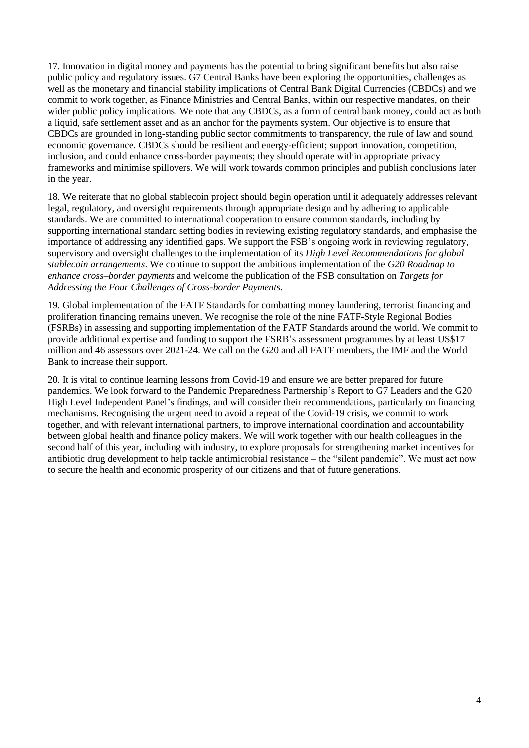17. Innovation in digital money and payments has the potential to bring significant benefits but also raise public policy and regulatory issues. G7 Central Banks have been exploring the opportunities, challenges as well as the monetary and financial stability implications of Central Bank Digital Currencies (CBDCs) and we commit to work together, as Finance Ministries and Central Banks, within our respective mandates, on their wider public policy implications. We note that any CBDCs, as a form of central bank money, could act as both a liquid, safe settlement asset and as an anchor for the payments system. Our objective is to ensure that CBDCs are grounded in long-standing public sector commitments to transparency, the rule of law and sound economic governance. CBDCs should be resilient and energy-efficient; support innovation, competition, inclusion, and could enhance cross-border payments; they should operate within appropriate privacy frameworks and minimise spillovers. We will work towards common principles and publish conclusions later in the year.

18. We reiterate that no global stablecoin project should begin operation until it adequately addresses relevant legal, regulatory, and oversight requirements through appropriate design and by adhering to applicable standards. We are committed to international cooperation to ensure common standards, including by supporting international standard setting bodies in reviewing existing regulatory standards, and emphasise the importance of addressing any identified gaps. We support the FSB's ongoing work in reviewing regulatory, supervisory and oversight challenges to the implementation of its *High Level Recommendations for global stablecoin arrangements*. We continue to support the ambitious implementation of the *G20 Roadmap to enhance cross–border payments* and welcome the publication of the FSB consultation on *Targets for Addressing the Four Challenges of Cross-border Payments*.

19. Global implementation of the FATF Standards for combatting money laundering, terrorist financing and proliferation financing remains uneven. We recognise the role of the nine FATF-Style Regional Bodies (FSRBs) in assessing and supporting implementation of the FATF Standards around the world. We commit to provide additional expertise and funding to support the FSRB's assessment programmes by at least US$17 million and 46 assessors over 2021-24. We call on the G20 and all FATF members, the IMF and the World Bank to increase their support.

20. It is vital to continue learning lessons from Covid-19 and ensure we are better prepared for future pandemics. We look forward to the Pandemic Preparedness Partnership's Report to G7 Leaders and the G20 High Level Independent Panel's findings, and will consider their recommendations, particularly on financing mechanisms. Recognising the urgent need to avoid a repeat of the Covid-19 crisis, we commit to work together, and with relevant international partners, to improve international coordination and accountability between global health and finance policy makers. We will work together with our health colleagues in the second half of this year, including with industry, to explore proposals for strengthening market incentives for antibiotic drug development to help tackle antimicrobial resistance – the "silent pandemic". We must act now to secure the health and economic prosperity of our citizens and that of future generations.